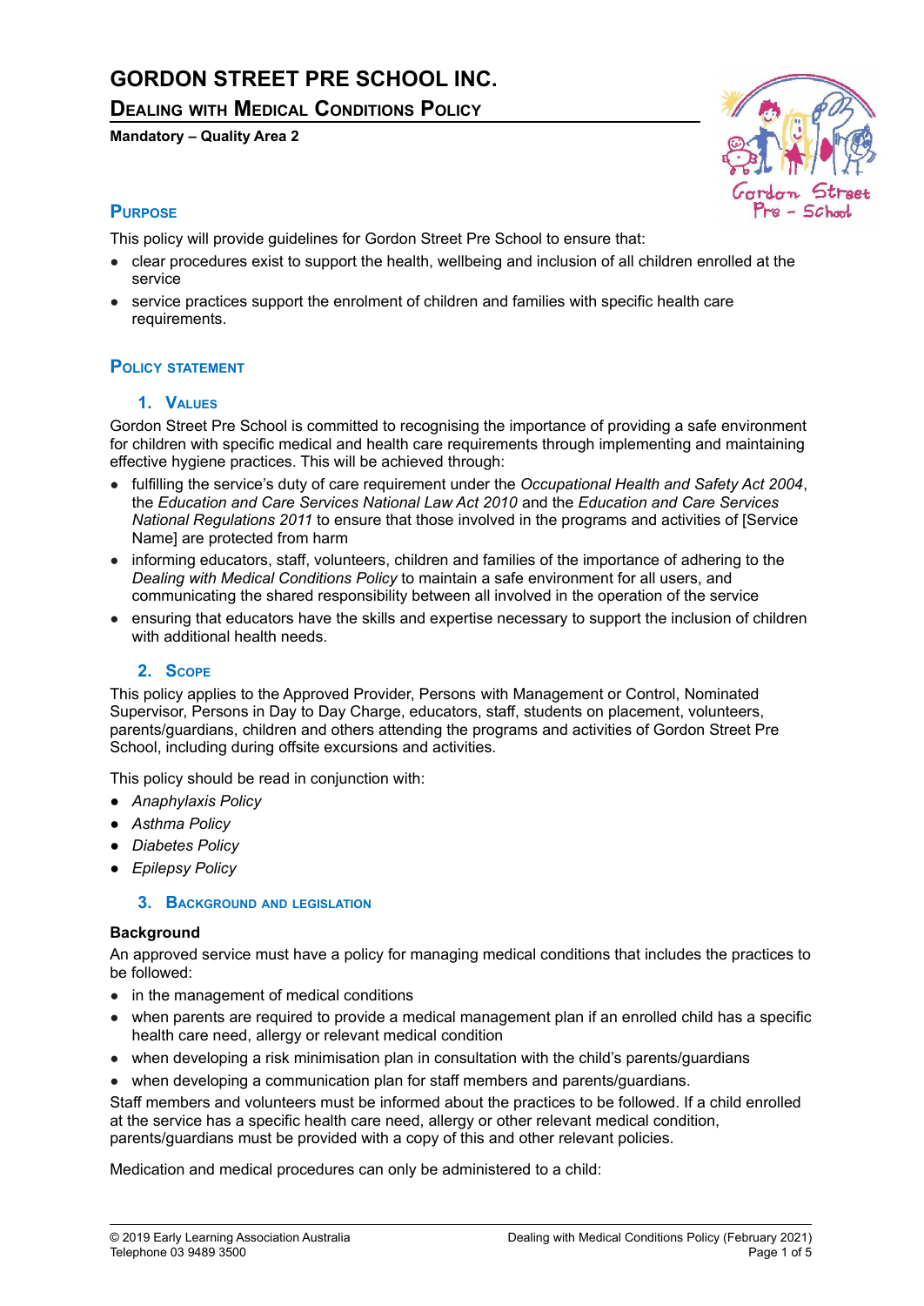# GORDON STREET PRE SCHOOL INC.

## Dealing with Medical Conditions Policy

**Mandatory – Quality Area 2**

### Purpose

This policy will provide guidelines for Gordon Street Pre School to ensure that:

- clear procedures exist to support the health, wellbeing and inclusion of all children enrolled at the service
- service practices support the enrolment of children and families with specific health care requirements.

### Policy statement

#### 1. Values

Gordon Street Pre School is committed to recognising the importance of providing a safe environment for children with specific medical and health care requirements through implementing and maintaining effective hygiene practices. This will be achieved through:

- fulfilling the service's duty of care requirement under the *Occupational Health and Safety Act 2004*, the *Education and Care Services National Law Act 2010* and the *Education and Care Services National Regulations 2011* to ensure that those involved in the programs and activities of [Service Name] are protected from harm
- informing educators, staff, volunteers, children and families of the importance of adhering to the *Dealing with Medical Conditions Policy* to maintain a safe environment for all users, and communicating the shared responsibility between all involved in the operation of the service
- ensuring that educators have the skills and expertise necessary to support the inclusion of children with additional health needs.

#### 2. Scope

This policy applies to the Approved Provider, Persons with Management or Control, Nominated Supervisor, Persons in Day to Day Charge, educators, staff, students on placement, volunteers, parents/guardians, children and others attending the programs and activities of Gordon Street Pre School, including during offsite excursions and activities.

This policy should be read in conjunction with:

- *Anaphylaxis Policy*
- *Asthma Policy*
- *Diabetes Policy*
- *Epilepsy Policy*

#### 3. Background and legislation

**Background**

An approved service must have a policy for managing medical conditions that includes the practices to be followed:

- in the management of medical conditions
- when parents are required to provide a medical management plan if an enrolled child has a specific health care need, allergy or relevant medical condition
- when developing a risk minimisation plan in consultation with the child's parents/guardians
- when developing a communication plan for staff members and parents/guardians.

Staff members and volunteers must be informed about the practices to be followed. If a child enrolled at the service has a specific health care need, allergy or other relevant medical condition, parents/guardians must be provided with a copy of this and other relevant policies.

Medication and medical procedures can only be administered to a child: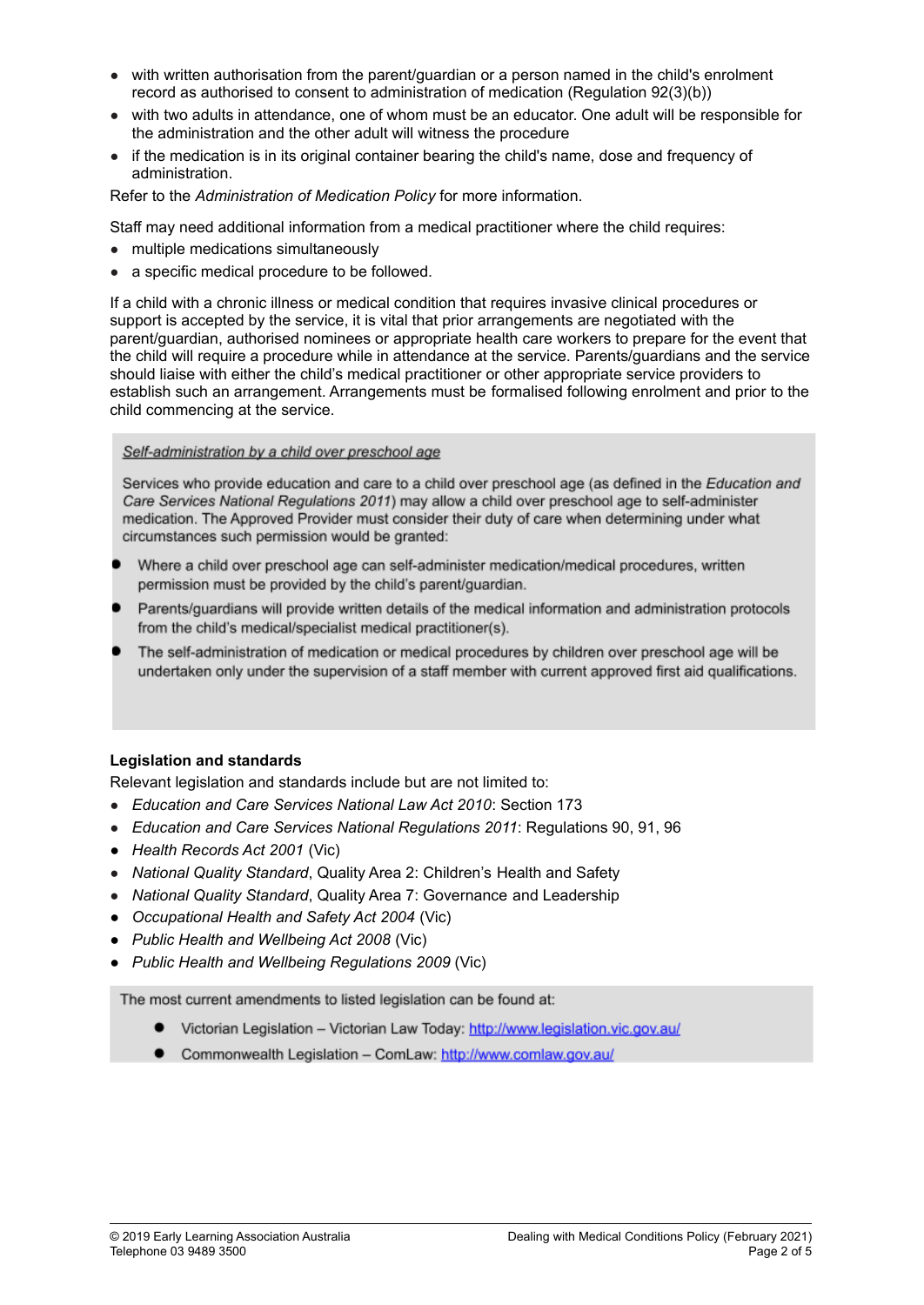- with written authorisation from the parent/guardian or a person named in the child's enrolment record as authorised to consent to administration of medication (Regulation 92(3)(b))
- with two adults in attendance, one of whom must be an educator. One adult will be responsible for the administration and the other adult will witness the procedure
- if the medication is in its original container bearing the child's name, dose and frequency of administration.

Refer to the *Administration of Medication Policy* for more information.

Staff may need additional information from a medical practitioner where the child requires:

- multiple medications simultaneously
- a specific medical procedure to be followed.

If a child with a chronic illness or medical condition that requires invasive clinical procedures or support is accepted by the service, it is vital that prior arrangements are negotiated with the parent/guardian, authorised nominees or appropriate health care workers to prepare for the event that the child will require a procedure while in attendance at the service. Parents/guardians and the service should liaise with either the child's medical practitioner or other appropriate service providers to establish such an arrangement. Arrangements must be formalised following enrolment and prior to the child commencing at the service.

*Self-administration by a child over preschool age*

Services who provide education and care to a child over preschool age (as defined in the *Education and Care Services National Regulations 2011*) may allow a child over preschool age to self-administer medication. The Approved Provider must consider their duty of care when determining under what circumstances such permission would be granted:

- Where a child over preschool age can self-administer medication/medical procedures, written permission must be provided by the child's parent/guardian.
- Parents/guardians will provide written details of the medical information and administration protocols from the child's medical/specialist medical practitioner(s).
- The self-administration of medication or medical procedures by children over preschool age will be undertaken only under the supervision of a staff member with current approved first aid qualifications.

**Legislation and standards**

Relevant legislation and standards include but are not limited to:

- *Education and Care Services National Law Act 2010*: Section 173
- *Education and Care Services National Regulations 2011*: Regulations 90, 91, 96
- *Health Records Act 2001* (Vic)
- *National Quality Standard*, Quality Area 2: Children's Health and Safety
- *National Quality Standard*, Quality Area 7: Governance and Leadership
- *Occupational Health and Safety Act 2004* (Vic)
- *Public Health and Wellbeing Act 2008* (Vic)
- *Public Health and Wellbeing Regulations 2009* (Vic)

The most current amendments to listed legislation can be found at:

- Victorian Legislation – Victorian Law Today: http://www.legislation.vic.gov.au/
- Commonwealth Legislation – ComLaw: http://www.comlaw.gov.au/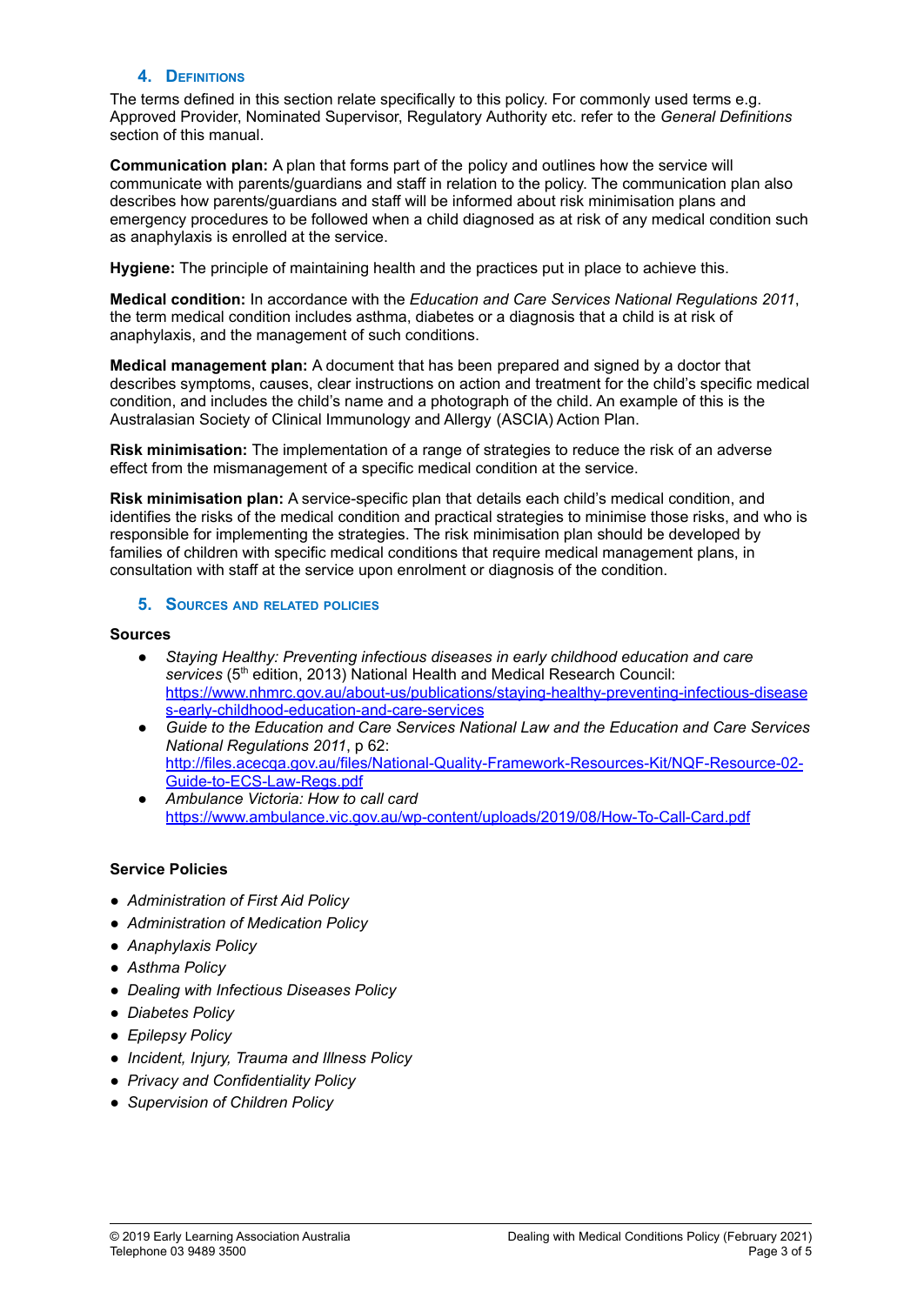## 4. Definitions

The terms defined in this section relate specifically to this policy. For commonly used terms e.g. Approved Provider, Nominated Supervisor, Regulatory Authority etc. refer to the *General Definitions* section of this manual.

**Communication plan:** A plan that forms part of the policy and outlines how the service will communicate with parents/guardians and staff in relation to the policy. The communication plan also describes how parents/guardians and staff will be informed about risk minimisation plans and emergency procedures to be followed when a child diagnosed as at risk of any medical condition such as anaphylaxis is enrolled at the service.

**Hygiene:** The principle of maintaining health and the practices put in place to achieve this.

**Medical condition:** In accordance with the *Education and Care Services National Regulations 2011*, the term medical condition includes asthma, diabetes or a diagnosis that a child is at risk of anaphylaxis, and the management of such conditions.

**Medical management plan:** A document that has been prepared and signed by a doctor that describes symptoms, causes, clear instructions on action and treatment for the child's specific medical condition, and includes the child's name and a photograph of the child. An example of this is the Australasian Society of Clinical Immunology and Allergy (ASCIA) Action Plan.

**Risk minimisation:** The implementation of a range of strategies to reduce the risk of an adverse effect from the mismanagement of a specific medical condition at the service.

**Risk minimisation plan:** A service-specific plan that details each child's medical condition, and identifies the risks of the medical condition and practical strategies to minimise those risks, and who is responsible for implementing the strategies. The risk minimisation plan should be developed by families of children with specific medical conditions that require medical management plans, in consultation with staff at the service upon enrolment or diagnosis of the condition.

## 5. Sources and related policies

**Sources**

- *Staying Healthy: Preventing infectious diseases in early childhood education and care services* (5th edition, 2013) National Health and Medical Research Council: https://www.nhmrc.gov.au/about-us/publications/staying-healthy-preventing-infectious-diseases-early-childhood-education-and-care-services
- *Guide to the Education and Care Services National Law and the Education and Care Services National Regulations 2011*, p 62: http://files.acecqa.gov.au/files/National-Quality-Framework-Resources-Kit/NQF-Resource-02-Guide-to-ECS-Law-Regs.pdf
- *Ambulance Victoria: How to call card* https://www.ambulance.vic.gov.au/wp-content/uploads/2019/08/How-To-Call-Card.pdf

**Service Policies**

- *Administration of First Aid Policy*
- *Administration of Medication Policy*
- *Anaphylaxis Policy*
- *Asthma Policy*
- *Dealing with Infectious Diseases Policy*
- *Diabetes Policy*
- *Epilepsy Policy*
- *Incident, Injury, Trauma and Illness Policy*
- *Privacy and Confidentiality Policy*
- *Supervision of Children Policy*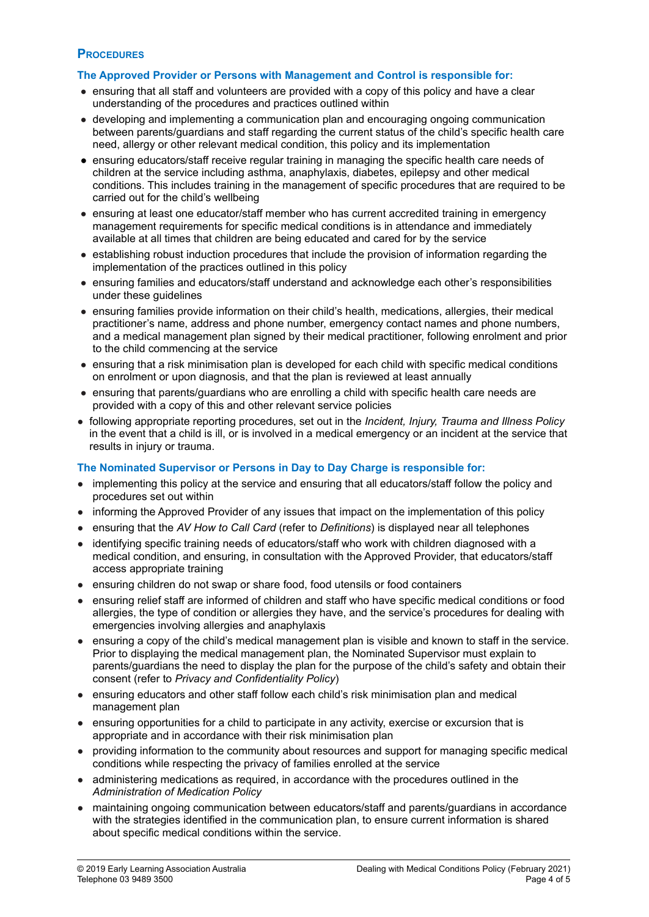## Procedures

### The Approved Provider or Persons with Management and Control is responsible for:

- ensuring that all staff and volunteers are provided with a copy of this policy and have a clear understanding of the procedures and practices outlined within
- developing and implementing a communication plan and encouraging ongoing communication between parents/guardians and staff regarding the current status of the child's specific health care need, allergy or other relevant medical condition, this policy and its implementation
- ensuring educators/staff receive regular training in managing the specific health care needs of children at the service including asthma, anaphylaxis, diabetes, epilepsy and other medical conditions. This includes training in the management of specific procedures that are required to be carried out for the child's wellbeing
- ensuring at least one educator/staff member who has current accredited training in emergency management requirements for specific medical conditions is in attendance and immediately available at all times that children are being educated and cared for by the service
- establishing robust induction procedures that include the provision of information regarding the implementation of the practices outlined in this policy
- ensuring families and educators/staff understand and acknowledge each other's responsibilities under these guidelines
- ensuring families provide information on their child's health, medications, allergies, their medical practitioner's name, address and phone number, emergency contact names and phone numbers, and a medical management plan signed by their medical practitioner, following enrolment and prior to the child commencing at the service
- ensuring that a risk minimisation plan is developed for each child with specific medical conditions on enrolment or upon diagnosis, and that the plan is reviewed at least annually
- ensuring that parents/guardians who are enrolling a child with specific health care needs are provided with a copy of this and other relevant service policies
- following appropriate reporting procedures, set out in the *Incident, Injury, Trauma and Illness Policy* in the event that a child is ill, or is involved in a medical emergency or an incident at the service that results in injury or trauma.

### The Nominated Supervisor or Persons in Day to Day Charge is responsible for:

- implementing this policy at the service and ensuring that all educators/staff follow the policy and procedures set out within
- informing the Approved Provider of any issues that impact on the implementation of this policy
- ensuring that the *AV How to Call Card* (refer to *Definitions*) is displayed near all telephones
- identifying specific training needs of educators/staff who work with children diagnosed with a medical condition, and ensuring, in consultation with the Approved Provider, that educators/staff access appropriate training
- ensuring children do not swap or share food, food utensils or food containers
- ensuring relief staff are informed of children and staff who have specific medical conditions or food allergies, the type of condition or allergies they have, and the service's procedures for dealing with emergencies involving allergies and anaphylaxis
- ensuring a copy of the child's medical management plan is visible and known to staff in the service. Prior to displaying the medical management plan, the Nominated Supervisor must explain to parents/guardians the need to display the plan for the purpose of the child's safety and obtain their consent (refer to *Privacy and Confidentiality Policy*)
- ensuring educators and other staff follow each child's risk minimisation plan and medical management plan
- ensuring opportunities for a child to participate in any activity, exercise or excursion that is appropriate and in accordance with their risk minimisation plan
- providing information to the community about resources and support for managing specific medical conditions while respecting the privacy of families enrolled at the service
- administering medications as required, in accordance with the procedures outlined in the *Administration of Medication Policy*
- maintaining ongoing communication between educators/staff and parents/guardians in accordance with the strategies identified in the communication plan, to ensure current information is shared about specific medical conditions within the service.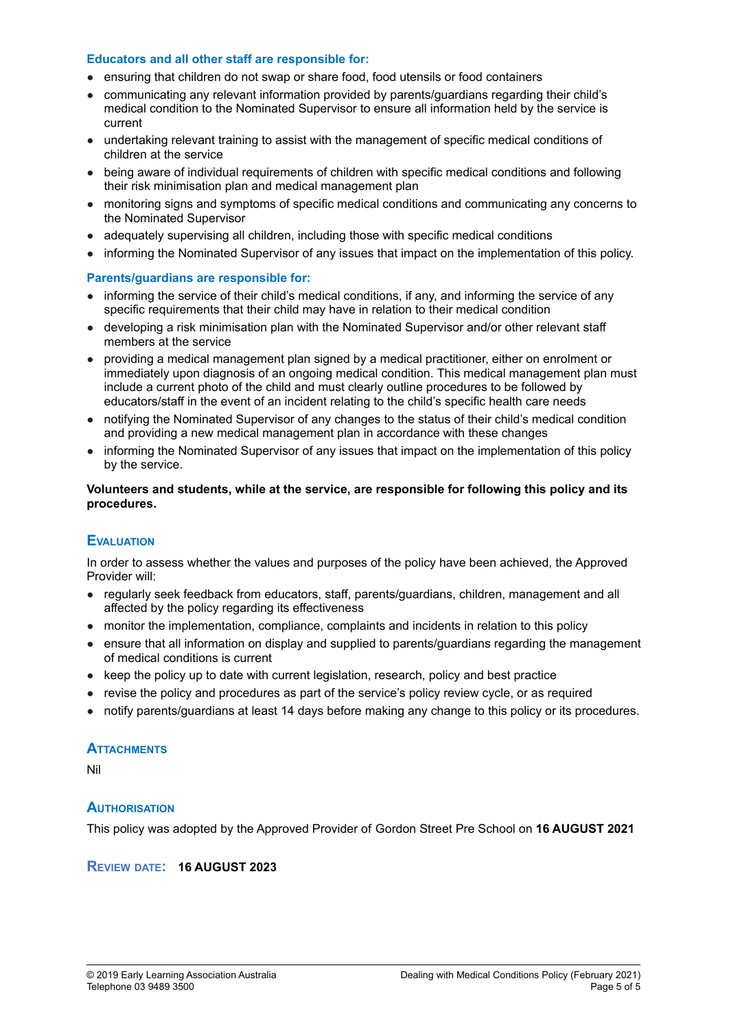### Educators and all other staff are responsible for:

- ensuring that children do not swap or share food, food utensils or food containers
- communicating any relevant information provided by parents/guardians regarding their child's medical condition to the Nominated Supervisor to ensure all information held by the service is current
- undertaking relevant training to assist with the management of specific medical conditions of children at the service
- being aware of individual requirements of children with specific medical conditions and following their risk minimisation plan and medical management plan
- monitoring signs and symptoms of specific medical conditions and communicating any concerns to the Nominated Supervisor
- adequately supervising all children, including those with specific medical conditions
- informing the Nominated Supervisor of any issues that impact on the implementation of this policy.

### Parents/guardians are responsible for:

- informing the service of their child's medical conditions, if any, and informing the service of any specific requirements that their child may have in relation to their medical condition
- developing a risk minimisation plan with the Nominated Supervisor and/or other relevant staff members at the service
- providing a medical management plan signed by a medical practitioner, either on enrolment or immediately upon diagnosis of an ongoing medical condition. This medical management plan must include a current photo of the child and must clearly outline procedures to be followed by educators/staff in the event of an incident relating to the child's specific health care needs
- notifying the Nominated Supervisor of any changes to the status of their child's medical condition and providing a new medical management plan in accordance with these changes
- informing the Nominated Supervisor of any issues that impact on the implementation of this policy by the service.

**Volunteers and students, while at the service, are responsible for following this policy and its procedures.**

## Evaluation

In order to assess whether the values and purposes of the policy have been achieved, the Approved Provider will:

- regularly seek feedback from educators, staff, parents/guardians, children, management and all affected by the policy regarding its effectiveness
- monitor the implementation, compliance, complaints and incidents in relation to this policy
- ensure that all information on display and supplied to parents/guardians regarding the management of medical conditions is current
- keep the policy up to date with current legislation, research, policy and best practice
- revise the policy and procedures as part of the service's policy review cycle, or as required
- notify parents/guardians at least 14 days before making any change to this policy or its procedures.

## Attachments

Nil

## Authorisation

This policy was adopted by the Approved Provider of Gordon Street Pre School on **16 AUGUST 2021**

## Review date: **16 AUGUST 2023**